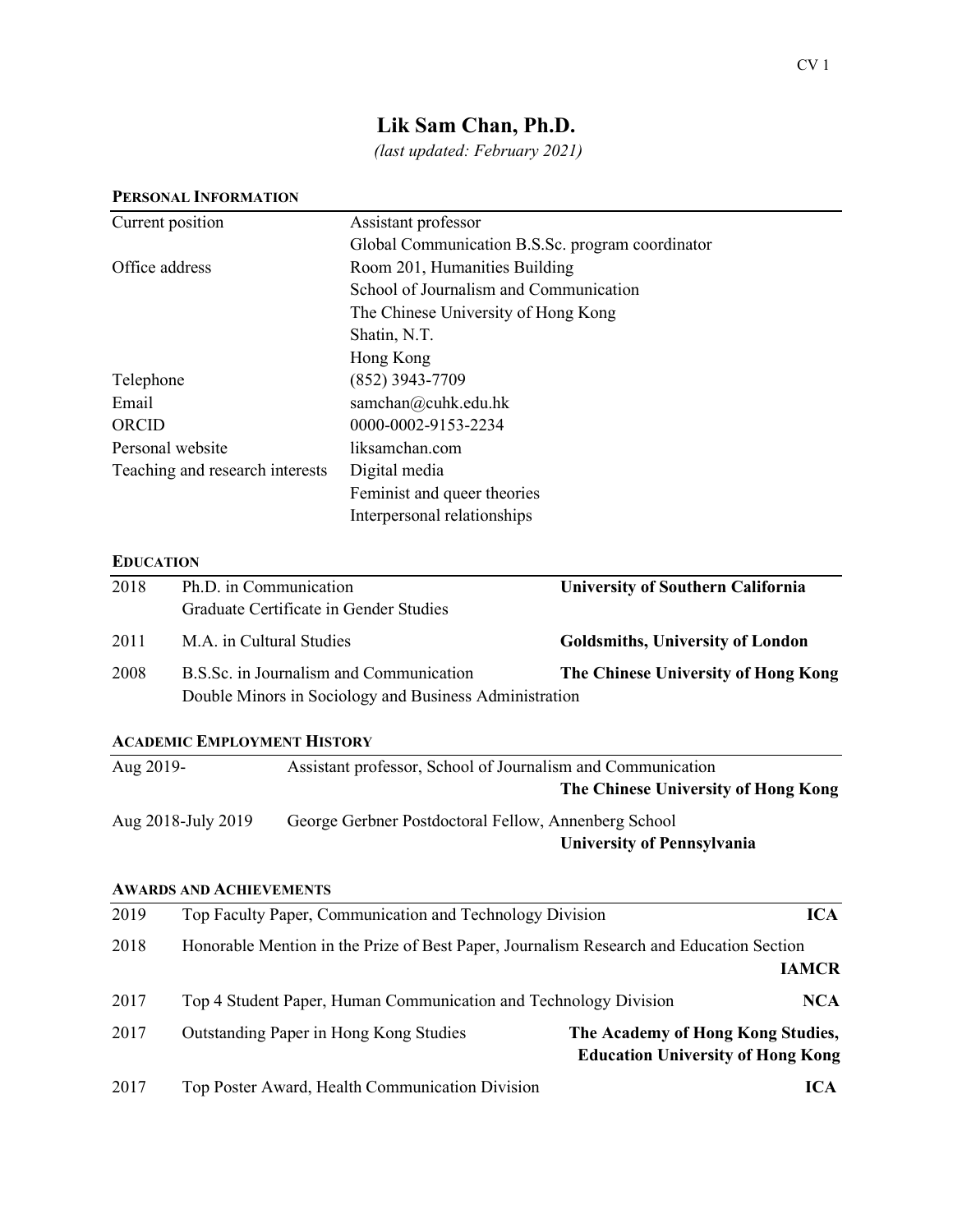# Lik Sam Chan, Ph.D.

*(last updated: February 2021)*

## PERSONAL INFORMATION

| | |
|---|---|
| Current position | Assistant professor<br>Global Communication B.S.Sc. program coordinator |
| Office address | Room 201, Humanities Building<br>School of Journalism and Communication<br>The Chinese University of Hong Kong<br>Shatin, N.T.<br>Hong Kong |
| Telephone | (852) 3943-7709 |
| Email | samchan@cuhk.edu.hk |
| ORCID | 0000-0002-9153-2234 |
| Personal website | liksamchan.com |
| Teaching and research interests | Digital media<br>Feminist and queer theories<br>Interpersonal relationships |

## EDUCATION

| | | |
|---|---|---|
| 2018 | Ph.D. in Communication<br>Graduate Certificate in Gender Studies | **University of Southern California** |
| 2011 | M.A. in Cultural Studies | **Goldsmiths, University of London** |
| 2008 | B.S.Sc. in Journalism and Communication<br>Double Minors in Sociology and Business Administration | **The Chinese University of Hong Kong** |

## ACADEMIC EMPLOYMENT HISTORY

| | |
|---|---|
| Aug 2019- | Assistant professor, School of Journalism and Communication<br>**The Chinese University of Hong Kong** |
| Aug 2018-July 2019 | George Gerbner Postdoctoral Fellow, Annenberg School<br>**University of Pennsylvania** |

## AWARDS AND ACHIEVEMENTS

| | | |
|---|---|---|
| 2019 | Top Faculty Paper, Communication and Technology Division | **ICA** |
| 2018 | Honorable Mention in the Prize of Best Paper, Journalism Research and Education Section | **IAMCR** |
| 2017 | Top 4 Student Paper, Human Communication and Technology Division | **NCA** |
| 2017 | Outstanding Paper in Hong Kong Studies | **The Academy of Hong Kong Studies, Education University of Hong Kong** |
| 2017 | Top Poster Award, Health Communication Division | **ICA** |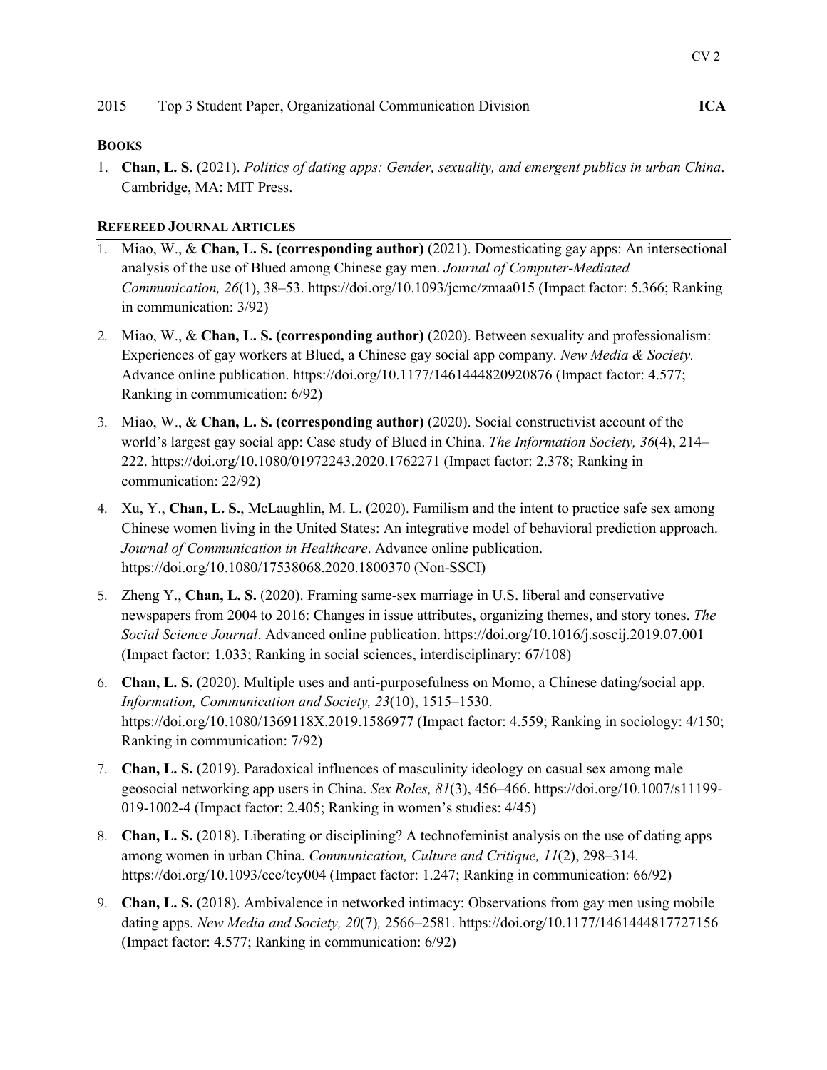2015 Top 3 Student Paper, Organizational Communication Division **ICA**

## BOOKS

1. **Chan, L. S.** (2021). *Politics of dating apps: Gender, sexuality, and emergent publics in urban China*. Cambridge, MA: MIT Press.

## REFEREED JOURNAL ARTICLES

1. Miao, W., & **Chan, L. S. (corresponding author)** (2021). Domesticating gay apps: An intersectional analysis of the use of Blued among Chinese gay men. *Journal of Computer-Mediated Communication, 26*(1), 38–53. https://doi.org/10.1093/jcmc/zmaa015 (Impact factor: 5.366; Ranking in communication: 3/92)

2. Miao, W., & **Chan, L. S. (corresponding author)** (2020). Between sexuality and professionalism: Experiences of gay workers at Blued, a Chinese gay social app company. *New Media & Society.* Advance online publication. https://doi.org/10.1177/1461444820920876 (Impact factor: 4.577; Ranking in communication: 6/92)

3. Miao, W., & **Chan, L. S. (corresponding author)** (2020). Social constructivist account of the world's largest gay social app: Case study of Blued in China. *The Information Society, 36*(4), 214–222. https://doi.org/10.1080/01972243.2020.1762271 (Impact factor: 2.378; Ranking in communication: 22/92)

4. Xu, Y., **Chan, L. S.**, McLaughlin, M. L. (2020). Familism and the intent to practice safe sex among Chinese women living in the United States: An integrative model of behavioral prediction approach. *Journal of Communication in Healthcare*. Advance online publication. https://doi.org/10.1080/17538068.2020.1800370 (Non-SSCI)

5. Zheng Y., **Chan, L. S.** (2020). Framing same-sex marriage in U.S. liberal and conservative newspapers from 2004 to 2016: Changes in issue attributes, organizing themes, and story tones. *The Social Science Journal*. Advanced online publication. https://doi.org/10.1016/j.soscij.2019.07.001 (Impact factor: 1.033; Ranking in social sciences, interdisciplinary: 67/108)

6. **Chan, L. S.** (2020). Multiple uses and anti-purposefulness on Momo, a Chinese dating/social app. *Information, Communication and Society, 23*(10), 1515–1530. https://doi.org/10.1080/1369118X.2019.1586977 (Impact factor: 4.559; Ranking in sociology: 4/150; Ranking in communication: 7/92)

7. **Chan, L. S.** (2019). Paradoxical influences of masculinity ideology on casual sex among male geosocial networking app users in China. *Sex Roles, 81*(3), 456–466. https://doi.org/10.1007/s11199-019-1002-4 (Impact factor: 2.405; Ranking in women's studies: 4/45)

8. **Chan, L. S.** (2018). Liberating or disciplining? A technofeminist analysis on the use of dating apps among women in urban China. *Communication, Culture and Critique, 11*(2), 298–314. https://doi.org/10.1093/ccc/tcy004 (Impact factor: 1.247; Ranking in communication: 66/92)

9. **Chan, L. S.** (2018). Ambivalence in networked intimacy: Observations from gay men using mobile dating apps. *New Media and Society, 20*(7), 2566–2581. https://doi.org/10.1177/1461444817727156 (Impact factor: 4.577; Ranking in communication: 6/92)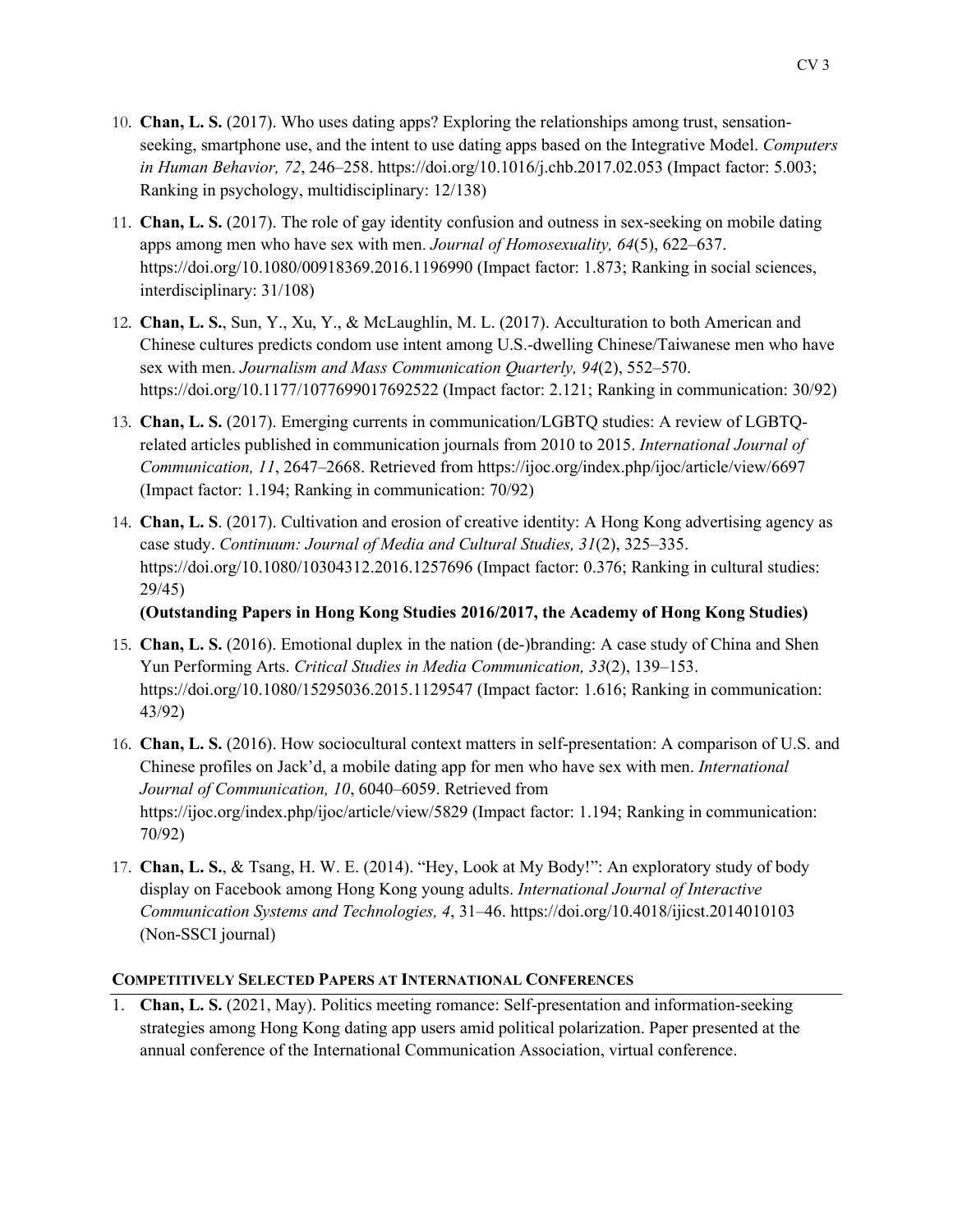10. **Chan, L. S.** (2017). Who uses dating apps? Exploring the relationships among trust, sensation-seeking, smartphone use, and the intent to use dating apps based on the Integrative Model. *Computers in Human Behavior, 72*, 246–258. https://doi.org/10.1016/j.chb.2017.02.053 (Impact factor: 5.003; Ranking in psychology, multidisciplinary: 12/138)

11. **Chan, L. S.** (2017). The role of gay identity confusion and outness in sex-seeking on mobile dating apps among men who have sex with men. *Journal of Homosexuality, 64*(5), 622–637. https://doi.org/10.1080/00918369.2016.1196990 (Impact factor: 1.873; Ranking in social sciences, interdisciplinary: 31/108)

12. **Chan, L. S.**, Sun, Y., Xu, Y., & McLaughlin, M. L. (2017). Acculturation to both American and Chinese cultures predicts condom use intent among U.S.-dwelling Chinese/Taiwanese men who have sex with men. *Journalism and Mass Communication Quarterly, 94*(2), 552–570. https://doi.org/10.1177/1077699017692522 (Impact factor: 2.121; Ranking in communication: 30/92)

13. **Chan, L. S.** (2017). Emerging currents in communication/LGBTQ studies: A review of LGBTQ-related articles published in communication journals from 2010 to 2015. *International Journal of Communication, 11*, 2647–2668. Retrieved from https://ijoc.org/index.php/ijoc/article/view/6697 (Impact factor: 1.194; Ranking in communication: 70/92)

14. **Chan, L. S**. (2017). Cultivation and erosion of creative identity: A Hong Kong advertising agency as case study. *Continuum: Journal of Media and Cultural Studies, 31*(2), 325–335. https://doi.org/10.1080/10304312.2016.1257696 (Impact factor: 0.376; Ranking in cultural studies: 29/45)
    **(Outstanding Papers in Hong Kong Studies 2016/2017, the Academy of Hong Kong Studies)**

15. **Chan, L. S.** (2016). Emotional duplex in the nation (de-)branding: A case study of China and Shen Yun Performing Arts. *Critical Studies in Media Communication, 33*(2), 139–153. https://doi.org/10.1080/15295036.2015.1129547 (Impact factor: 1.616; Ranking in communication: 43/92)

16. **Chan, L. S.** (2016). How sociocultural context matters in self-presentation: A comparison of U.S. and Chinese profiles on Jack'd, a mobile dating app for men who have sex with men. *International Journal of Communication, 10*, 6040–6059. Retrieved from https://ijoc.org/index.php/ijoc/article/view/5829 (Impact factor: 1.194; Ranking in communication: 70/92)

17. **Chan, L. S.**, & Tsang, H. W. E. (2014). "Hey, Look at My Body!": An exploratory study of body display on Facebook among Hong Kong young adults. *International Journal of Interactive Communication Systems and Technologies, 4*, 31–46. https://doi.org/10.4018/ijicst.2014010103 (Non-SSCI journal)

## COMPETITIVELY SELECTED PAPERS AT INTERNATIONAL CONFERENCES

1. **Chan, L. S.** (2021, May). Politics meeting romance: Self-presentation and information-seeking strategies among Hong Kong dating app users amid political polarization. Paper presented at the annual conference of the International Communication Association, virtual conference.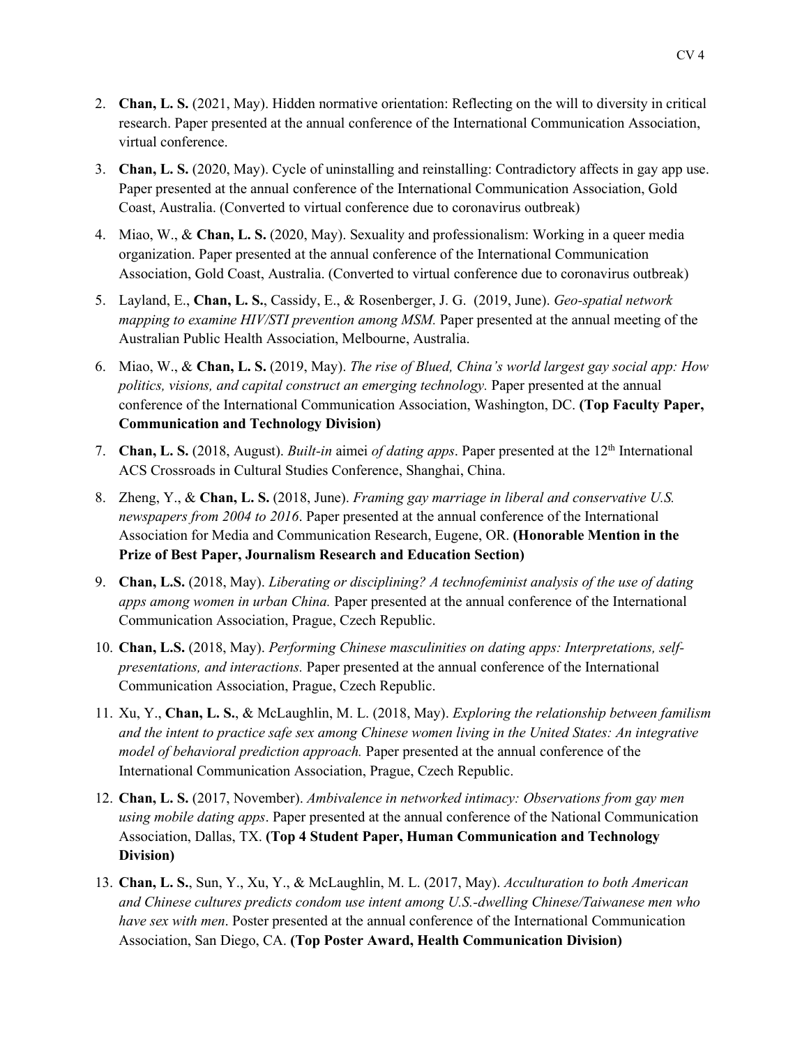2. **Chan, L. S.** (2021, May). Hidden normative orientation: Reflecting on the will to diversity in critical research. Paper presented at the annual conference of the International Communication Association, virtual conference.

3. **Chan, L. S.** (2020, May). Cycle of uninstalling and reinstalling: Contradictory affects in gay app use. Paper presented at the annual conference of the International Communication Association, Gold Coast, Australia. (Converted to virtual conference due to coronavirus outbreak)

4. Miao, W., & **Chan, L. S.** (2020, May). Sexuality and professionalism: Working in a queer media organization. Paper presented at the annual conference of the International Communication Association, Gold Coast, Australia. (Converted to virtual conference due to coronavirus outbreak)

5. Layland, E., **Chan, L. S.**, Cassidy, E., & Rosenberger, J. G. (2019, June). *Geo-spatial network mapping to examine HIV/STI prevention among MSM.* Paper presented at the annual meeting of the Australian Public Health Association, Melbourne, Australia.

6. Miao, W., & **Chan, L. S.** (2019, May). *The rise of Blued, China's world largest gay social app: How politics, visions, and capital construct an emerging technology.* Paper presented at the annual conference of the International Communication Association, Washington, DC. **(Top Faculty Paper, Communication and Technology Division)**

7. **Chan, L. S.** (2018, August). *Built-in* aimei *of dating apps*. Paper presented at the 12th International ACS Crossroads in Cultural Studies Conference, Shanghai, China.

8. Zheng, Y., & **Chan, L. S.** (2018, June). *Framing gay marriage in liberal and conservative U.S. newspapers from 2004 to 2016*. Paper presented at the annual conference of the International Association for Media and Communication Research, Eugene, OR. **(Honorable Mention in the Prize of Best Paper, Journalism Research and Education Section)**

9. **Chan, L.S.** (2018, May). *Liberating or disciplining? A technofeminist analysis of the use of dating apps among women in urban China.* Paper presented at the annual conference of the International Communication Association, Prague, Czech Republic.

10. **Chan, L.S.** (2018, May). *Performing Chinese masculinities on dating apps: Interpretations, self-presentations, and interactions.* Paper presented at the annual conference of the International Communication Association, Prague, Czech Republic.

11. Xu, Y., **Chan, L. S.**, & McLaughlin, M. L. (2018, May). *Exploring the relationship between familism and the intent to practice safe sex among Chinese women living in the United States: An integrative model of behavioral prediction approach.* Paper presented at the annual conference of the International Communication Association, Prague, Czech Republic.

12. **Chan, L. S.** (2017, November). *Ambivalence in networked intimacy: Observations from gay men using mobile dating apps*. Paper presented at the annual conference of the National Communication Association, Dallas, TX. **(Top 4 Student Paper, Human Communication and Technology Division)**

13. **Chan, L. S.**, Sun, Y., Xu, Y., & McLaughlin, M. L. (2017, May). *Acculturation to both American and Chinese cultures predicts condom use intent among U.S.-dwelling Chinese/Taiwanese men who have sex with men*. Poster presented at the annual conference of the International Communication Association, San Diego, CA. **(Top Poster Award, Health Communication Division)**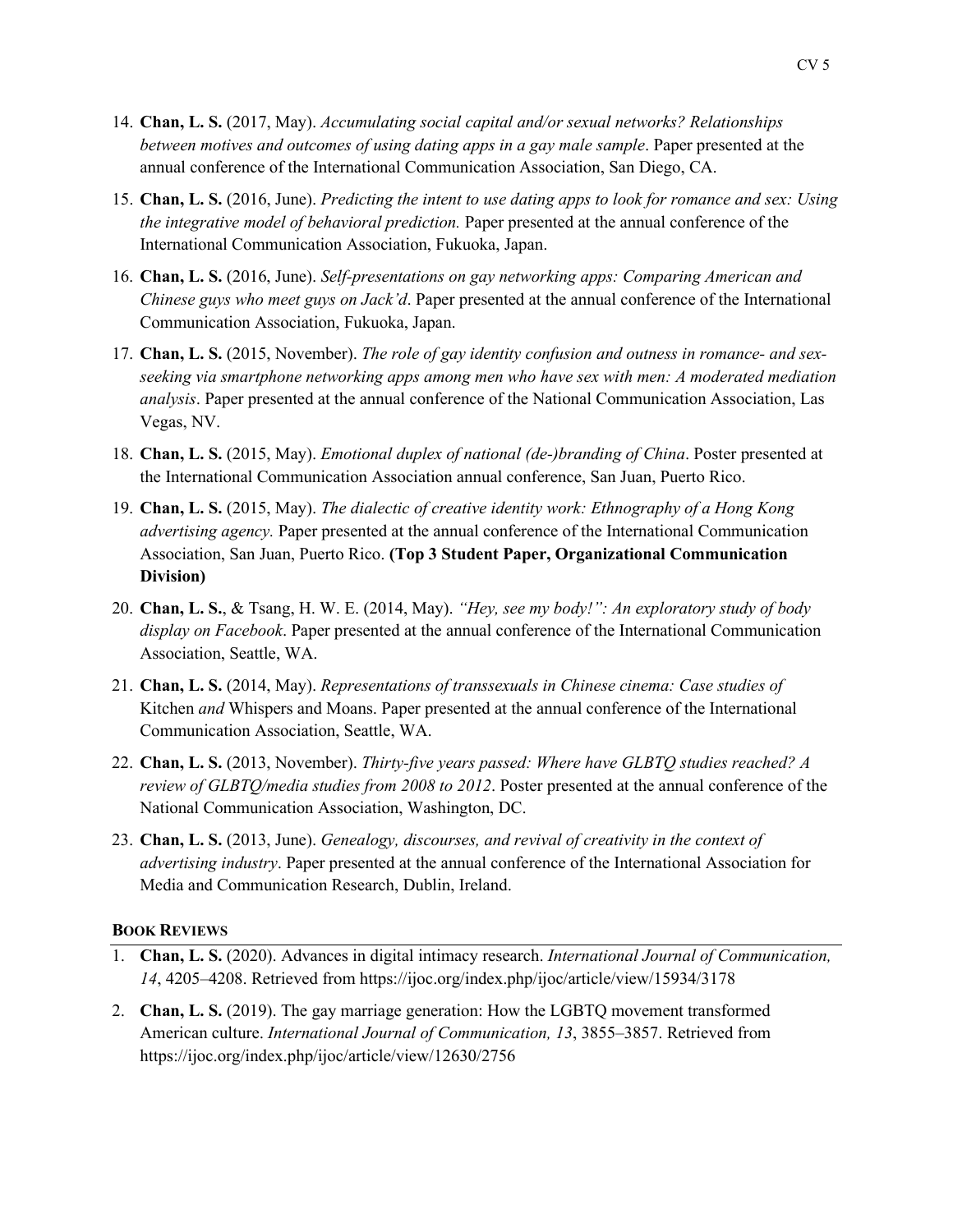14. **Chan, L. S.** (2017, May). *Accumulating social capital and/or sexual networks? Relationships between motives and outcomes of using dating apps in a gay male sample*. Paper presented at the annual conference of the International Communication Association, San Diego, CA.

15. **Chan, L. S.** (2016, June). *Predicting the intent to use dating apps to look for romance and sex: Using the integrative model of behavioral prediction.* Paper presented at the annual conference of the International Communication Association, Fukuoka, Japan.

16. **Chan, L. S.** (2016, June). *Self-presentations on gay networking apps: Comparing American and Chinese guys who meet guys on Jack'd*. Paper presented at the annual conference of the International Communication Association, Fukuoka, Japan.

17. **Chan, L. S.** (2015, November). *The role of gay identity confusion and outness in romance- and sex-seeking via smartphone networking apps among men who have sex with men: A moderated mediation analysis*. Paper presented at the annual conference of the National Communication Association, Las Vegas, NV.

18. **Chan, L. S.** (2015, May). *Emotional duplex of national (de-)branding of China*. Poster presented at the International Communication Association annual conference, San Juan, Puerto Rico.

19. **Chan, L. S.** (2015, May). *The dialectic of creative identity work: Ethnography of a Hong Kong advertising agency.* Paper presented at the annual conference of the International Communication Association, San Juan, Puerto Rico. **(Top 3 Student Paper, Organizational Communication Division)**

20. **Chan, L. S.**, & Tsang, H. W. E. (2014, May). *"Hey, see my body!": An exploratory study of body display on Facebook*. Paper presented at the annual conference of the International Communication Association, Seattle, WA.

21. **Chan, L. S.** (2014, May). *Representations of transsexuals in Chinese cinema: Case studies of* Kitchen *and* Whispers and Moans. Paper presented at the annual conference of the International Communication Association, Seattle, WA.

22. **Chan, L. S.** (2013, November). *Thirty-five years passed: Where have GLBTQ studies reached? A review of GLBTQ/media studies from 2008 to 2012*. Poster presented at the annual conference of the National Communication Association, Washington, DC.

23. **Chan, L. S.** (2013, June). *Genealogy, discourses, and revival of creativity in the context of advertising industry*. Paper presented at the annual conference of the International Association for Media and Communication Research, Dublin, Ireland.

## Book Reviews

1. **Chan, L. S.** (2020). Advances in digital intimacy research. *International Journal of Communication, 14*, 4205–4208. Retrieved from https://ijoc.org/index.php/ijoc/article/view/15934/3178

2. **Chan, L. S.** (2019). The gay marriage generation: How the LGBTQ movement transformed American culture. *International Journal of Communication, 13*, 3855–3857. Retrieved from https://ijoc.org/index.php/ijoc/article/view/12630/2756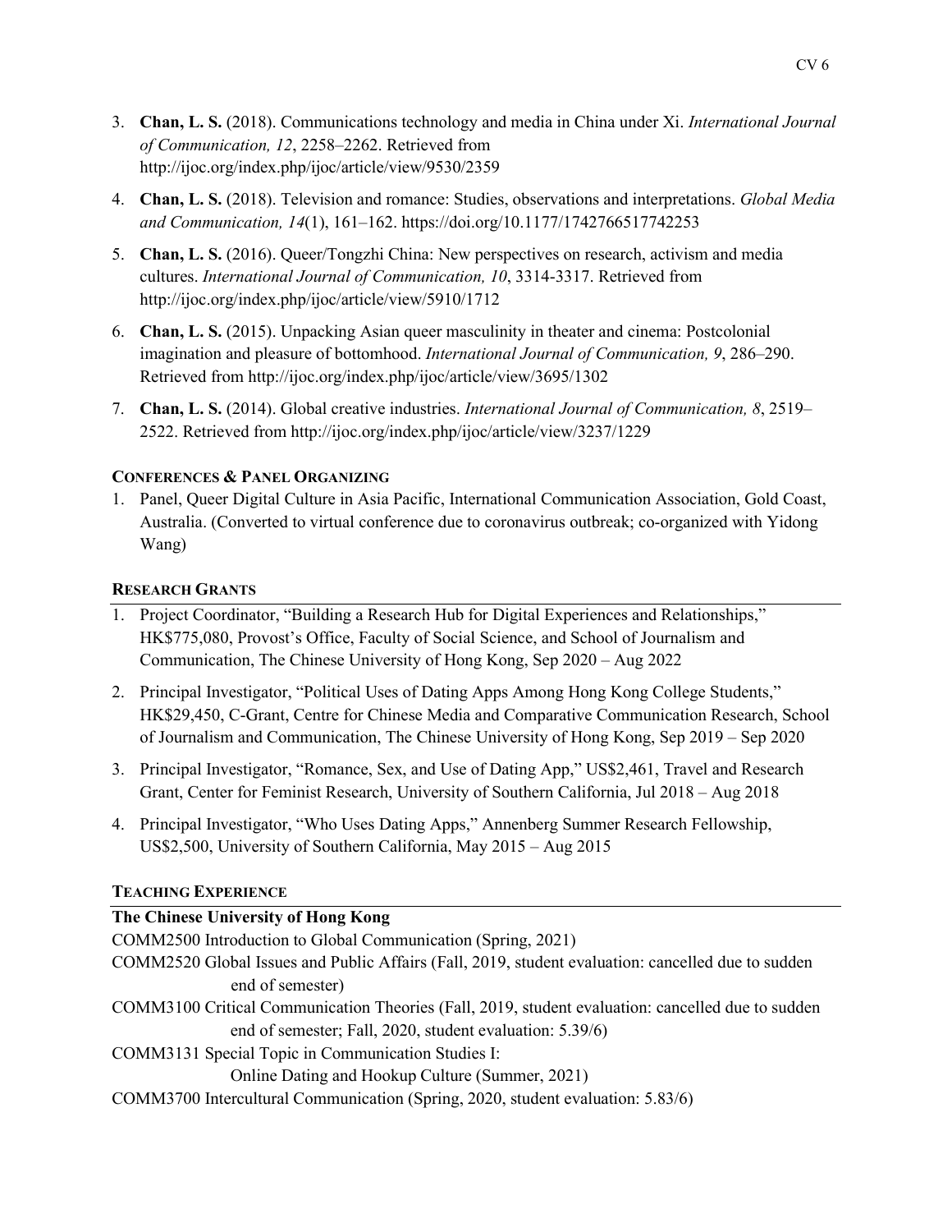3. **Chan, L. S.** (2018). Communications technology and media in China under Xi. *International Journal of Communication, 12*, 2258–2262. Retrieved from http://ijoc.org/index.php/ijoc/article/view/9530/2359

4. **Chan, L. S.** (2018). Television and romance: Studies, observations and interpretations. *Global Media and Communication, 14*(1), 161–162. https://doi.org/10.1177/1742766517742253

5. **Chan, L. S.** (2016). Queer/Tongzhi China: New perspectives on research, activism and media cultures. *International Journal of Communication, 10*, 3314-3317. Retrieved from http://ijoc.org/index.php/ijoc/article/view/5910/1712

6. **Chan, L. S.** (2015). Unpacking Asian queer masculinity in theater and cinema: Postcolonial imagination and pleasure of bottomhood. *International Journal of Communication, 9*, 286–290. Retrieved from http://ijoc.org/index.php/ijoc/article/view/3695/1302

7. **Chan, L. S.** (2014). Global creative industries. *International Journal of Communication, 8*, 2519–2522. Retrieved from http://ijoc.org/index.php/ijoc/article/view/3237/1229

#### CONFERENCES & PANEL ORGANIZING

1. Panel, Queer Digital Culture in Asia Pacific, International Communication Association, Gold Coast, Australia. (Converted to virtual conference due to coronavirus outbreak; co-organized with Yidong Wang)

### RESEARCH GRANTS

1. Project Coordinator, "Building a Research Hub for Digital Experiences and Relationships," HK$775,080, Provost's Office, Faculty of Social Science, and School of Journalism and Communication, The Chinese University of Hong Kong, Sep 2020 – Aug 2022

2. Principal Investigator, "Political Uses of Dating Apps Among Hong Kong College Students," HK$29,450, C-Grant, Centre for Chinese Media and Comparative Communication Research, School of Journalism and Communication, The Chinese University of Hong Kong, Sep 2019 – Sep 2020

3. Principal Investigator, "Romance, Sex, and Use of Dating App," US$2,461, Travel and Research Grant, Center for Feminist Research, University of Southern California, Jul 2018 – Aug 2018

4. Principal Investigator, "Who Uses Dating Apps," Annenberg Summer Research Fellowship, US$2,500, University of Southern California, May 2015 – Aug 2015

### TEACHING EXPERIENCE

**The Chinese University of Hong Kong**

COMM2500 Introduction to Global Communication (Spring, 2021)

COMM2520 Global Issues and Public Affairs (Fall, 2019, student evaluation: cancelled due to sudden end of semester)

COMM3100 Critical Communication Theories (Fall, 2019, student evaluation: cancelled due to sudden end of semester; Fall, 2020, student evaluation: 5.39/6)

COMM3131 Special Topic in Communication Studies I: Online Dating and Hookup Culture (Summer, 2021)

COMM3700 Intercultural Communication (Spring, 2020, student evaluation: 5.83/6)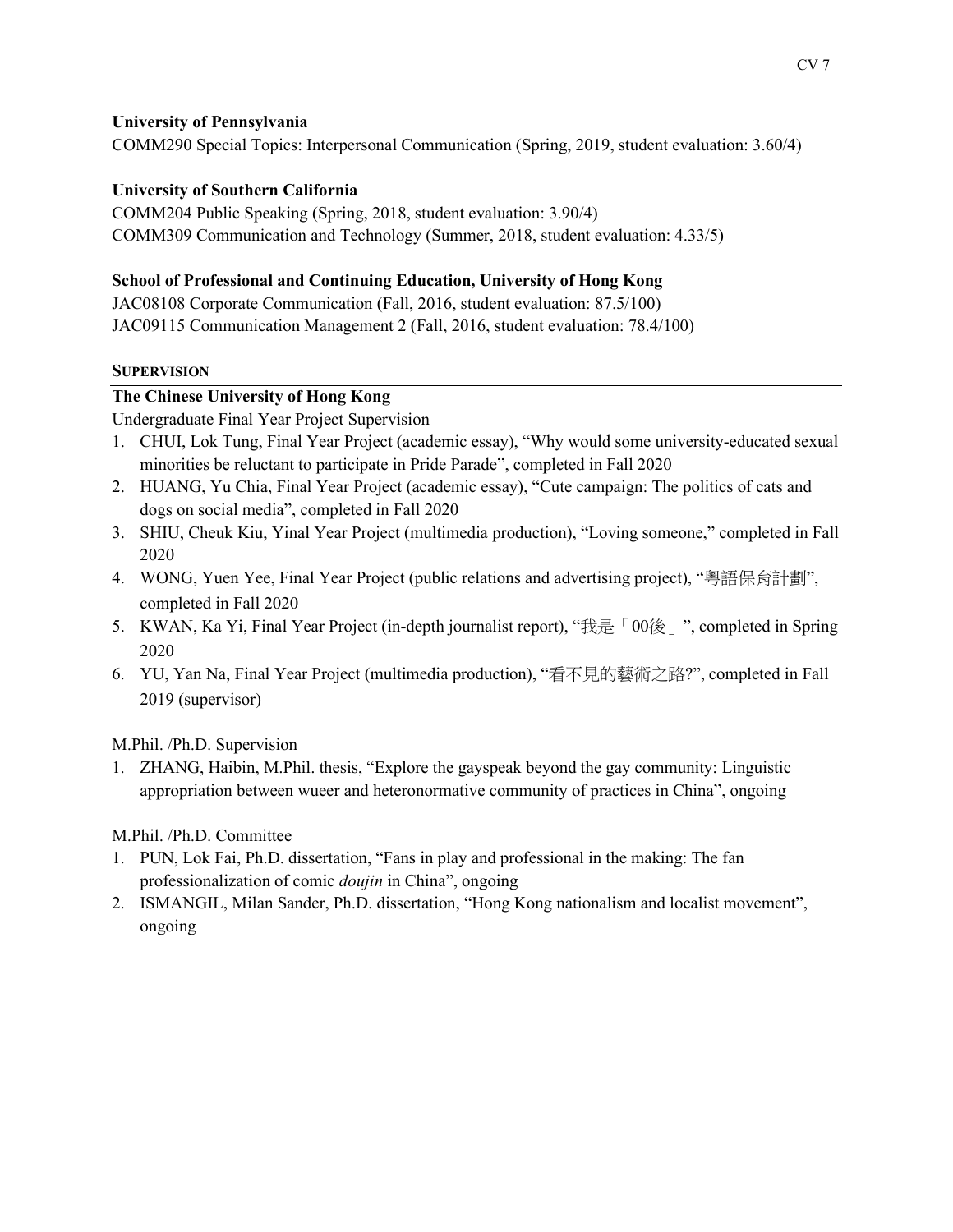**University of Pennsylvania**

COMM290 Special Topics: Interpersonal Communication (Spring, 2019, student evaluation: 3.60/4)

**University of Southern California**

COMM204 Public Speaking (Spring, 2018, student evaluation: 3.90/4)
COMM309 Communication and Technology (Summer, 2018, student evaluation: 4.33/5)

**School of Professional and Continuing Education, University of Hong Kong**

JAC08108 Corporate Communication (Fall, 2016, student evaluation: 87.5/100)
JAC09115 Communication Management 2 (Fall, 2016, student evaluation: 78.4/100)

## SUPERVISION

**The Chinese University of Hong Kong**

Undergraduate Final Year Project Supervision

1. CHUI, Lok Tung, Final Year Project (academic essay), "Why would some university-educated sexual minorities be reluctant to participate in Pride Parade", completed in Fall 2020
2. HUANG, Yu Chia, Final Year Project (academic essay), "Cute campaign: The politics of cats and dogs on social media", completed in Fall 2020
3. SHIU, Cheuk Kiu, Yinal Year Project (multimedia production), "Loving someone," completed in Fall 2020
4. WONG, Yuen Yee, Final Year Project (public relations and advertising project), "粵語保育計劃", completed in Fall 2020
5. KWAN, Ka Yi, Final Year Project (in-depth journalist report), "我是「00後」", completed in Spring 2020
6. YU, Yan Na, Final Year Project (multimedia production), "看不見的藝術之路?", completed in Fall 2019 (supervisor)

M.Phil. /Ph.D. Supervision

1. ZHANG, Haibin, M.Phil. thesis, "Explore the gayspeak beyond the gay community: Linguistic appropriation between wueer and heteronormative community of practices in China", ongoing

M.Phil. /Ph.D. Committee

1. PUN, Lok Fai, Ph.D. dissertation, "Fans in play and professional in the making: The fan professionalization of comic *doujin* in China", ongoing
2. ISMANGIL, Milan Sander, Ph.D. dissertation, "Hong Kong nationalism and localist movement", ongoing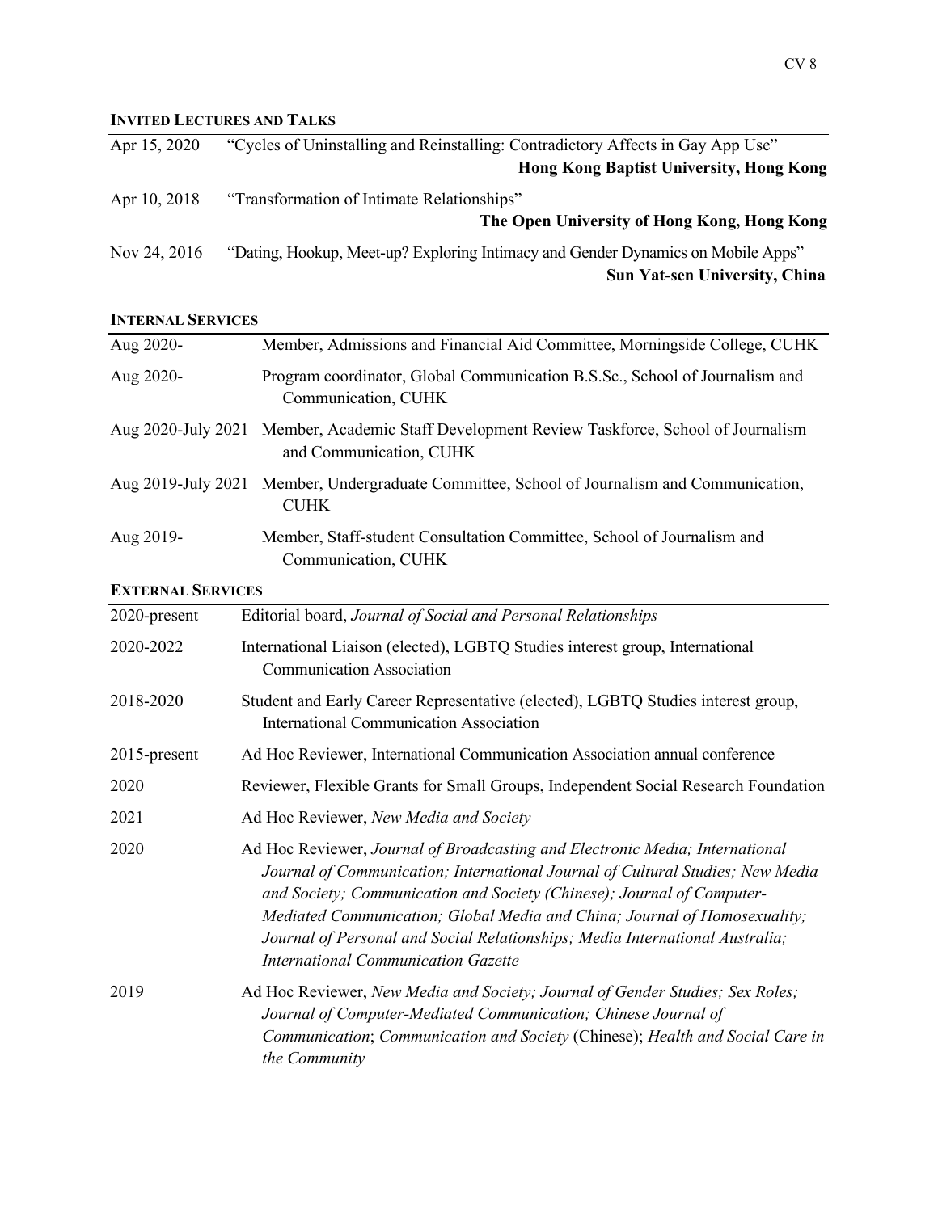## Invited Lectures and Talks

| | |
|---|---|
| Apr 15, 2020 | "Cycles of Uninstalling and Reinstalling: Contradictory Affects in Gay App Use" **Hong Kong Baptist University, Hong Kong** |
| Apr 10, 2018 | "Transformation of Intimate Relationships" **The Open University of Hong Kong, Hong Kong** |
| Nov 24, 2016 | "Dating, Hookup, Meet-up? Exploring Intimacy and Gender Dynamics on Mobile Apps" **Sun Yat-sen University, China** |

## Internal Services

| | |
|---|---|
| Aug 2020- | Member, Admissions and Financial Aid Committee, Morningside College, CUHK |
| Aug 2020- | Program coordinator, Global Communication B.S.Sc., School of Journalism and Communication, CUHK |
| Aug 2020-July 2021 | Member, Academic Staff Development Review Taskforce, School of Journalism and Communication, CUHK |
| Aug 2019-July 2021 | Member, Undergraduate Committee, School of Journalism and Communication, CUHK |
| Aug 2019- | Member, Staff-student Consultation Committee, School of Journalism and Communication, CUHK |

## External Services

| | |
|---|---|
| 2020-present | Editorial board, *Journal of Social and Personal Relationships* |
| 2020-2022 | International Liaison (elected), LGBTQ Studies interest group, International Communication Association |
| 2018-2020 | Student and Early Career Representative (elected), LGBTQ Studies interest group, International Communication Association |
| 2015-present | Ad Hoc Reviewer, International Communication Association annual conference |
| 2020 | Reviewer, Flexible Grants for Small Groups, Independent Social Research Foundation |
| 2021 | Ad Hoc Reviewer, *New Media and Society* |
| 2020 | Ad Hoc Reviewer, *Journal of Broadcasting and Electronic Media; International Journal of Communication; International Journal of Cultural Studies; New Media and Society; Communication and Society (Chinese); Journal of Computer-Mediated Communication; Global Media and China; Journal of Homosexuality; Journal of Personal and Social Relationships; Media International Australia; International Communication Gazette* |
| 2019 | Ad Hoc Reviewer, *New Media and Society; Journal of Gender Studies; Sex Roles; Journal of Computer-Mediated Communication; Chinese Journal of Communication*; *Communication and Society* (Chinese); *Health and Social Care in the Community* |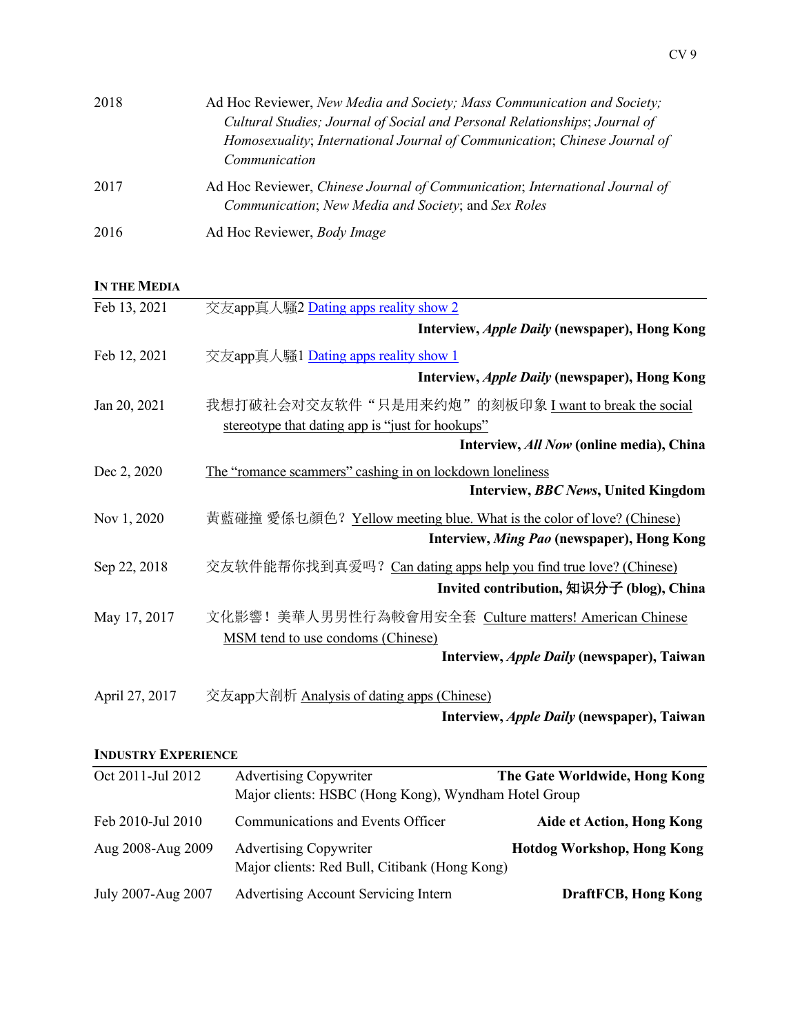| | |
|---|---|
| 2018 | Ad Hoc Reviewer, *New Media and Society; Mass Communication and Society; Cultural Studies; Journal of Social and Personal Relationships*; *Journal of Homosexuality*; *International Journal of Communication*; *Chinese Journal of Communication* |
| 2017 | Ad Hoc Reviewer, *Chinese Journal of Communication*; *International Journal of Communication*; *New Media and Society*; and *Sex Roles* |
| 2016 | Ad Hoc Reviewer, *Body Image* |

## IN THE MEDIA

| | |
|---|---|
| Feb 13, 2021 | 交友app真人騷2 Dating apps reality show 2<br>**Interview, *Apple Daily* (newspaper), Hong Kong** |
| Feb 12, 2021 | 交友app真人騷1 Dating apps reality show 1<br>**Interview, *Apple Daily* (newspaper), Hong Kong** |
| Jan 20, 2021 | 我想打破社会对交友软件“只是用来约炮”的刻板印象 I want to break the social stereotype that dating app is “just for hookups”<br>**Interview, *All Now* (online media), China** |
| Dec 2, 2020 | The “romance scammers” cashing in on lockdown loneliness<br>**Interview, *BBC News*, United Kingdom** |
| Nov 1, 2020 | 黃藍碰撞 愛係乜顏色？Yellow meeting blue. What is the color of love? (Chinese)<br>**Interview, *Ming Pao* (newspaper), Hong Kong** |
| Sep 22, 2018 | 交友软件能帮你找到真爱吗？Can dating apps help you find true love? (Chinese)<br>**Invited contribution, 知识分子 (blog), China** |
| May 17, 2017 | 文化影響！美華人男男性行為較會用安全套 Culture matters! American Chinese MSM tend to use condoms (Chinese)<br>**Interview, *Apple Daily* (newspaper), Taiwan** |
| April 27, 2017 | 交友app大剖析 Analysis of dating apps (Chinese)<br>**Interview, *Apple Daily* (newspaper), Taiwan** |

## INDUSTRY EXPERIENCE

| | | |
|---|---|---|
| Oct 2011-Jul 2012 | Advertising Copywriter<br>Major clients: HSBC (Hong Kong), Wyndham Hotel Group | **The Gate Worldwide, Hong Kong** |
| Feb 2010-Jul 2010 | Communications and Events Officer | **Aide et Action, Hong Kong** |
| Aug 2008-Aug 2009 | Advertising Copywriter<br>Major clients: Red Bull, Citibank (Hong Kong) | **Hotdog Workshop, Hong Kong** |
| July 2007-Aug 2007 | Advertising Account Servicing Intern | **DraftFCB, Hong Kong** |